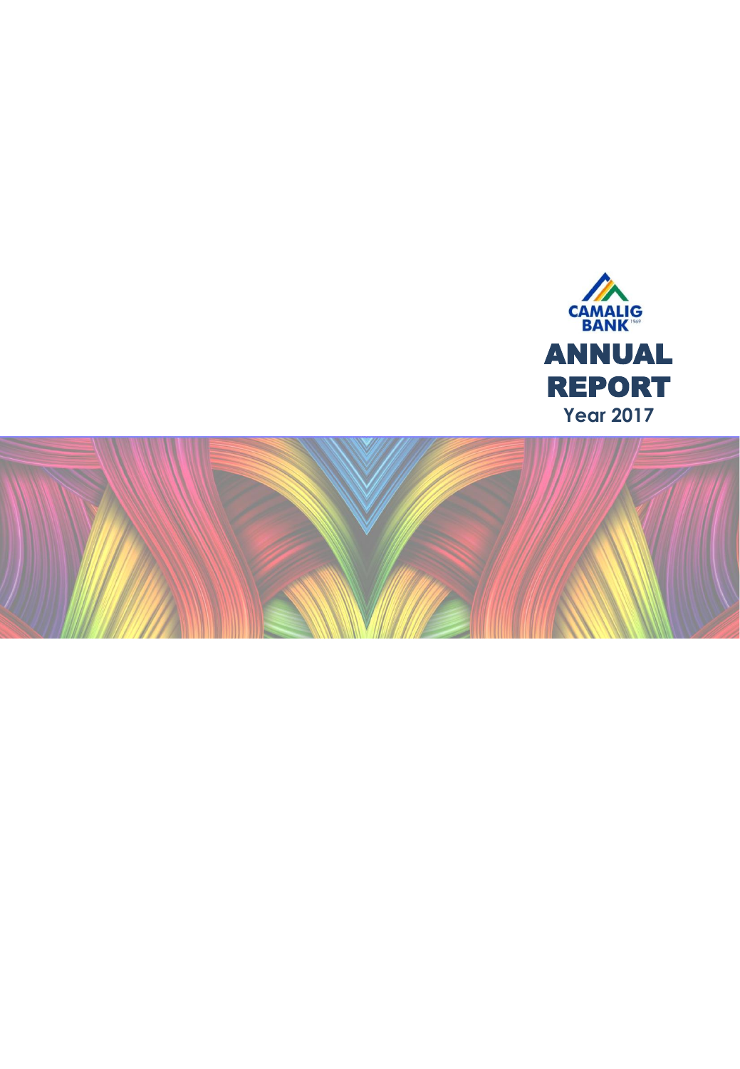CAMALIG BANK 1969

# ANNUAL REPORT

**Year 2017**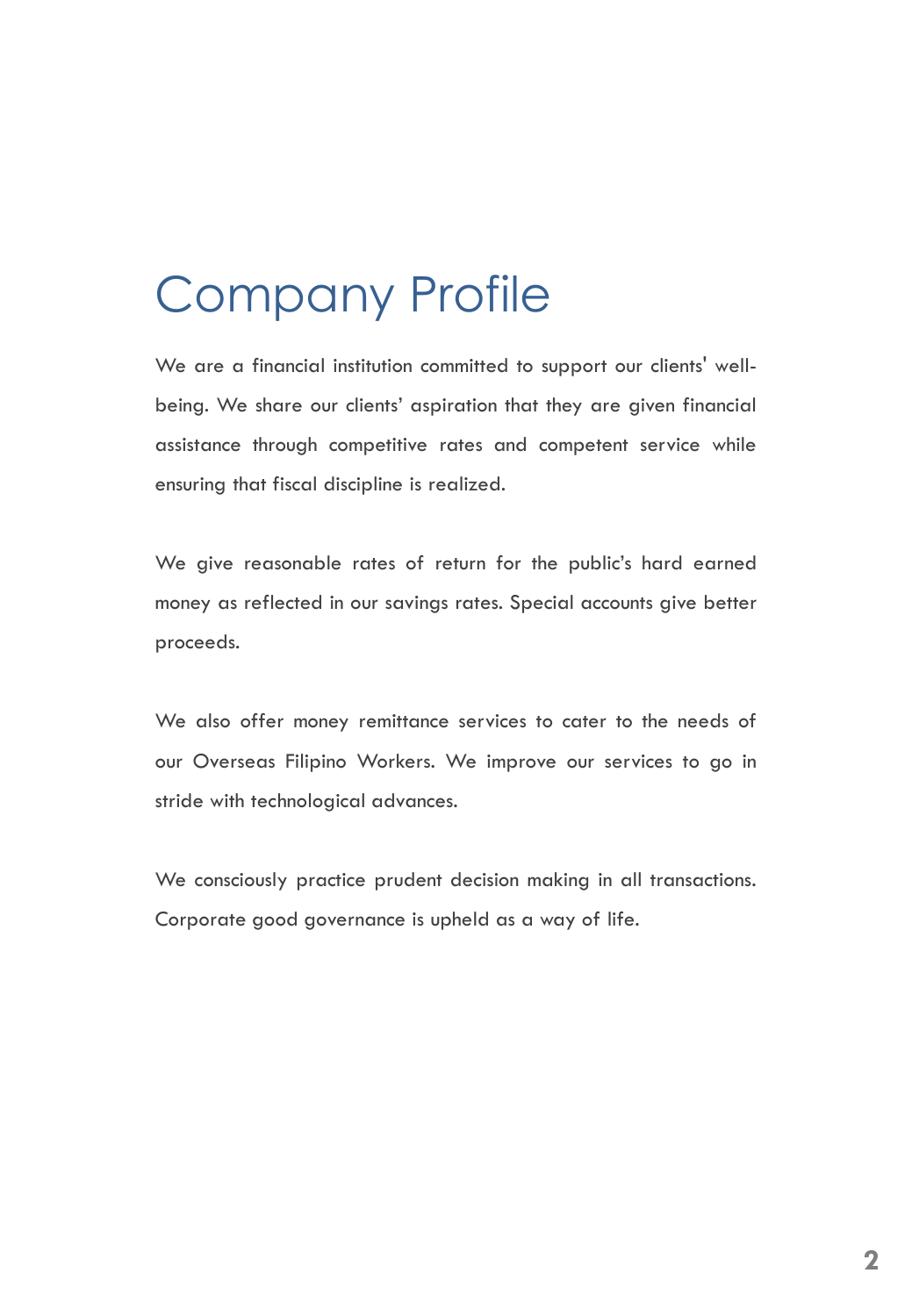# Company Profile

We are a financial institution committed to support our clients' well-being. We share our clients' aspiration that they are given financial assistance through competitive rates and competent service while ensuring that fiscal discipline is realized.

We give reasonable rates of return for the public's hard earned money as reflected in our savings rates. Special accounts give better proceeds.

We also offer money remittance services to cater to the needs of our Overseas Filipino Workers. We improve our services to go in stride with technological advances.

We consciously practice prudent decision making in all transactions. Corporate good governance is upheld as a way of life.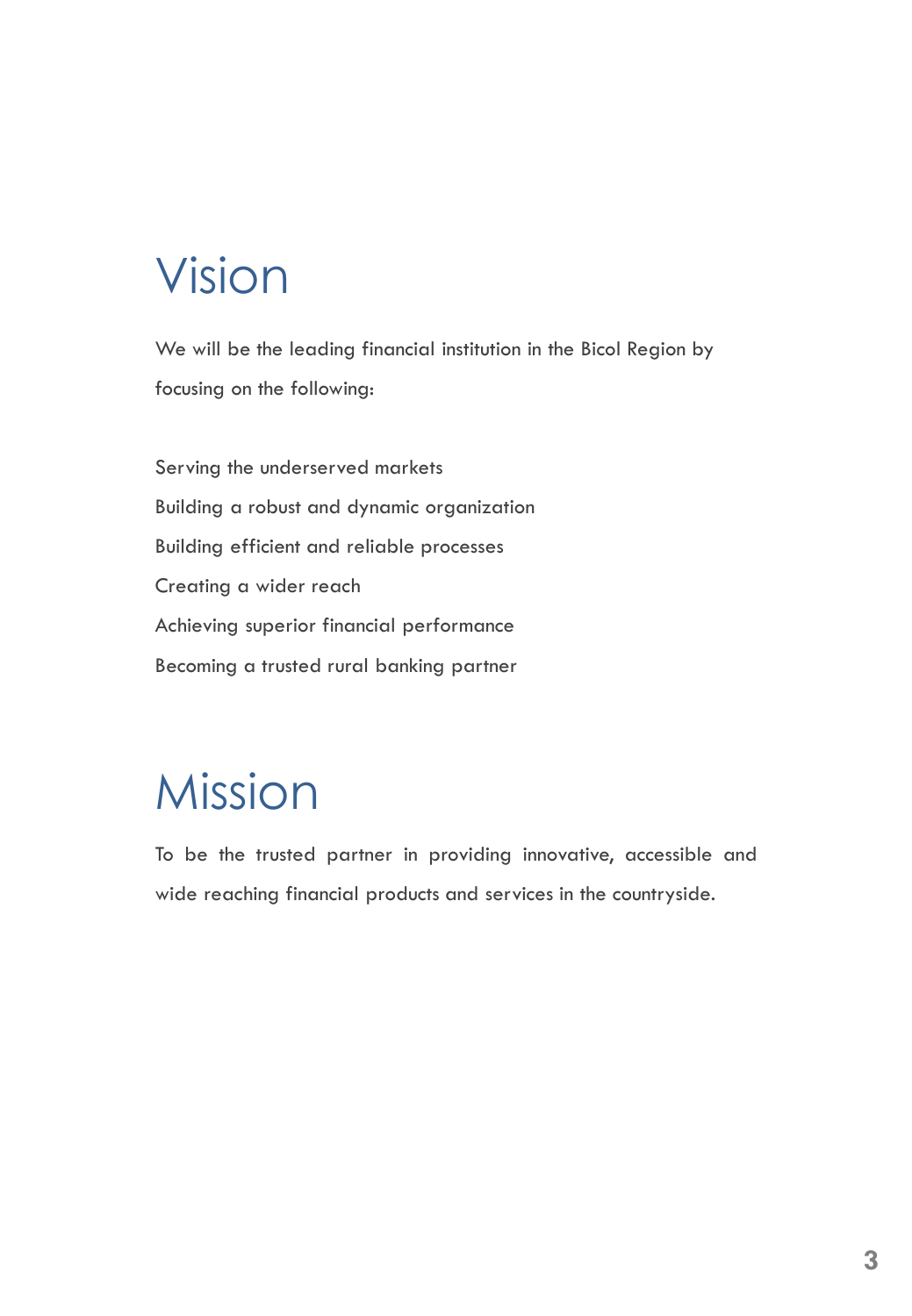# Vision

We will be the leading financial institution in the Bicol Region by focusing on the following:

Serving the underserved markets

Building a robust and dynamic organization

Building efficient and reliable processes

Creating a wider reach

Achieving superior financial performance

Becoming a trusted rural banking partner

# Mission

To be the trusted partner in providing innovative, accessible and wide reaching financial products and services in the countryside.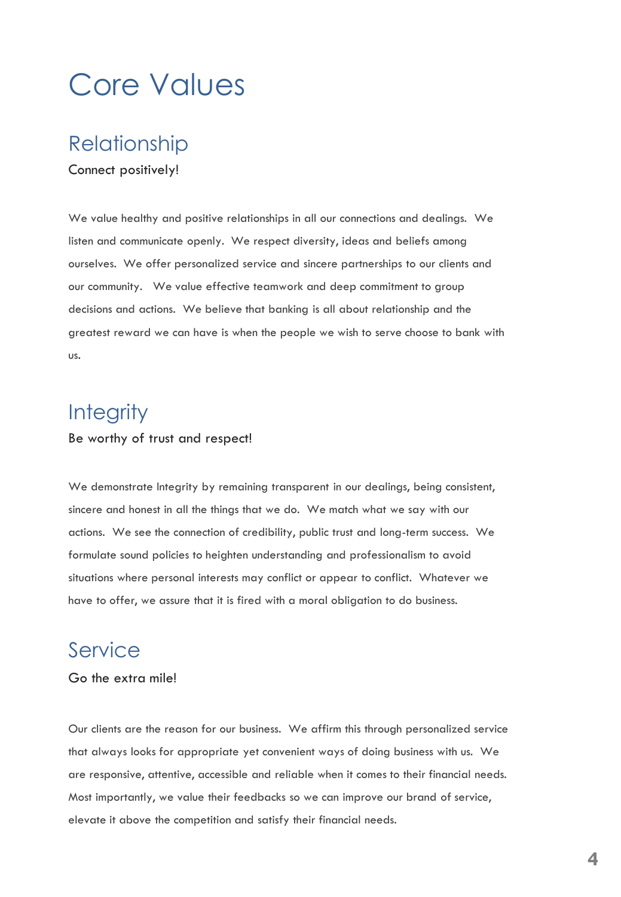# Core Values

## Relationship

Connect positively!

We value healthy and positive relationships in all our connections and dealings. We listen and communicate openly. We respect diversity, ideas and beliefs among ourselves. We offer personalized service and sincere partnerships to our clients and our community. We value effective teamwork and deep commitment to group decisions and actions. We believe that banking is all about relationship and the greatest reward we can have is when the people we wish to serve choose to bank with us.

## Integrity

Be worthy of trust and respect!

We demonstrate Integrity by remaining transparent in our dealings, being consistent, sincere and honest in all the things that we do. We match what we say with our actions. We see the connection of credibility, public trust and long-term success. We formulate sound policies to heighten understanding and professionalism to avoid situations where personal interests may conflict or appear to conflict. Whatever we have to offer, we assure that it is fired with a moral obligation to do business.

## Service

Go the extra mile!

Our clients are the reason for our business. We affirm this through personalized service that always looks for appropriate yet convenient ways of doing business with us. We are responsive, attentive, accessible and reliable when it comes to their financial needs. Most importantly, we value their feedbacks so we can improve our brand of service, elevate it above the competition and satisfy their financial needs.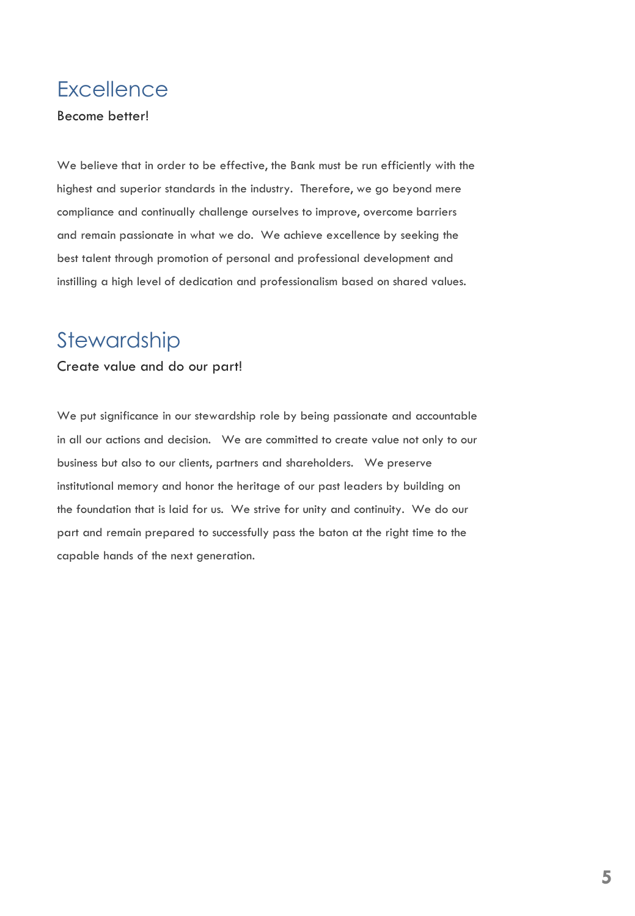## Excellence

Become better!

We believe that in order to be effective, the Bank must be run efficiently with the highest and superior standards in the industry. Therefore, we go beyond mere compliance and continually challenge ourselves to improve, overcome barriers and remain passionate in what we do. We achieve excellence by seeking the best talent through promotion of personal and professional development and instilling a high level of dedication and professionalism based on shared values.

## Stewardship

Create value and do our part!

We put significance in our stewardship role by being passionate and accountable in all our actions and decision. We are committed to create value not only to our business but also to our clients, partners and shareholders. We preserve institutional memory and honor the heritage of our past leaders by building on the foundation that is laid for us. We strive for unity and continuity. We do our part and remain prepared to successfully pass the baton at the right time to the capable hands of the next generation.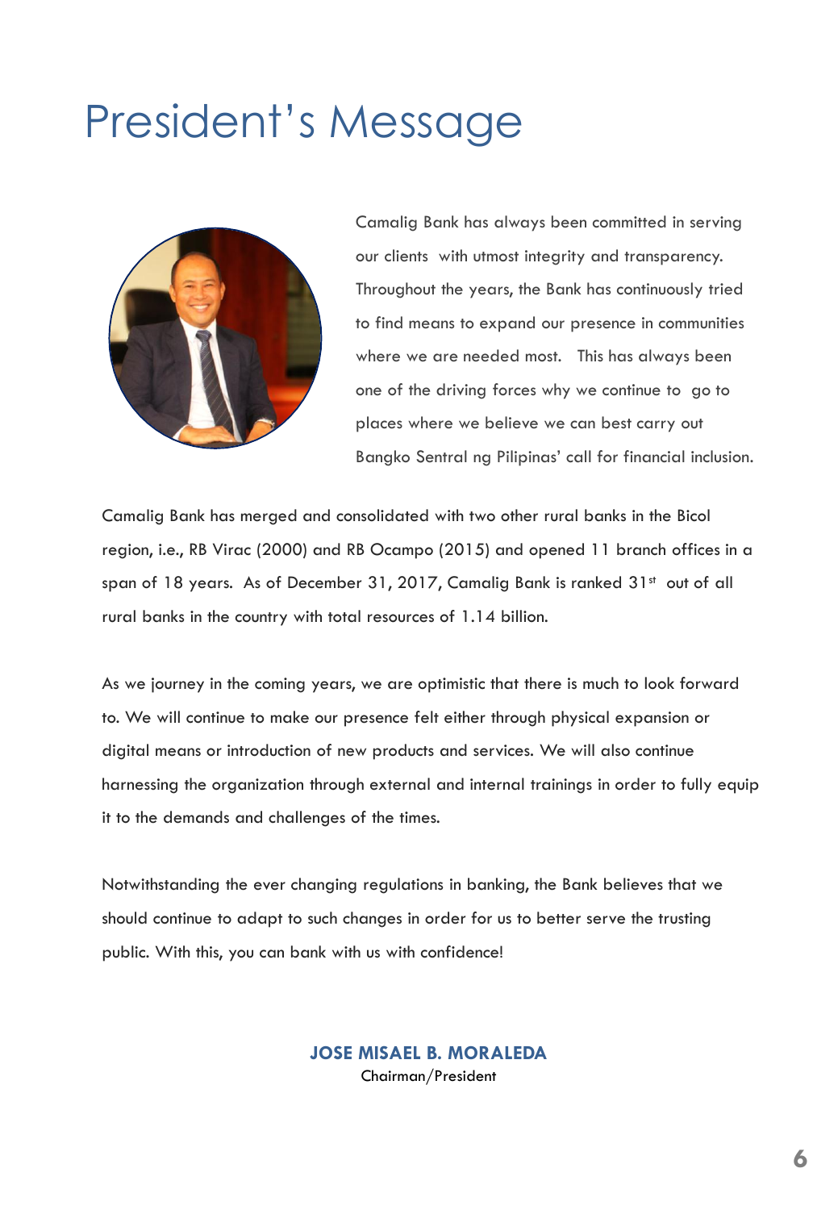# President's Message

Camalig Bank has always been committed in serving our clients with utmost integrity and transparency. Throughout the years, the Bank has continuously tried to find means to expand our presence in communities where we are needed most. This has always been one of the driving forces why we continue to go to places where we believe we can best carry out Bangko Sentral ng Pilipinas' call for financial inclusion.

Camalig Bank has merged and consolidated with two other rural banks in the Bicol region, i.e., RB Virac (2000) and RB Ocampo (2015) and opened 11 branch offices in a span of 18 years. As of December 31, 2017, Camalig Bank is ranked 31st out of all rural banks in the country with total resources of 1.14 billion.

As we journey in the coming years, we are optimistic that there is much to look forward to. We will continue to make our presence felt either through physical expansion or digital means or introduction of new products and services. We will also continue harnessing the organization through external and internal trainings in order to fully equip it to the demands and challenges of the times.

Notwithstanding the ever changing regulations in banking, the Bank believes that we should continue to adapt to such changes in order for us to better serve the trusting public. With this, you can bank with us with confidence!

**JOSE MISAEL B. MORALEDA**
Chairman/President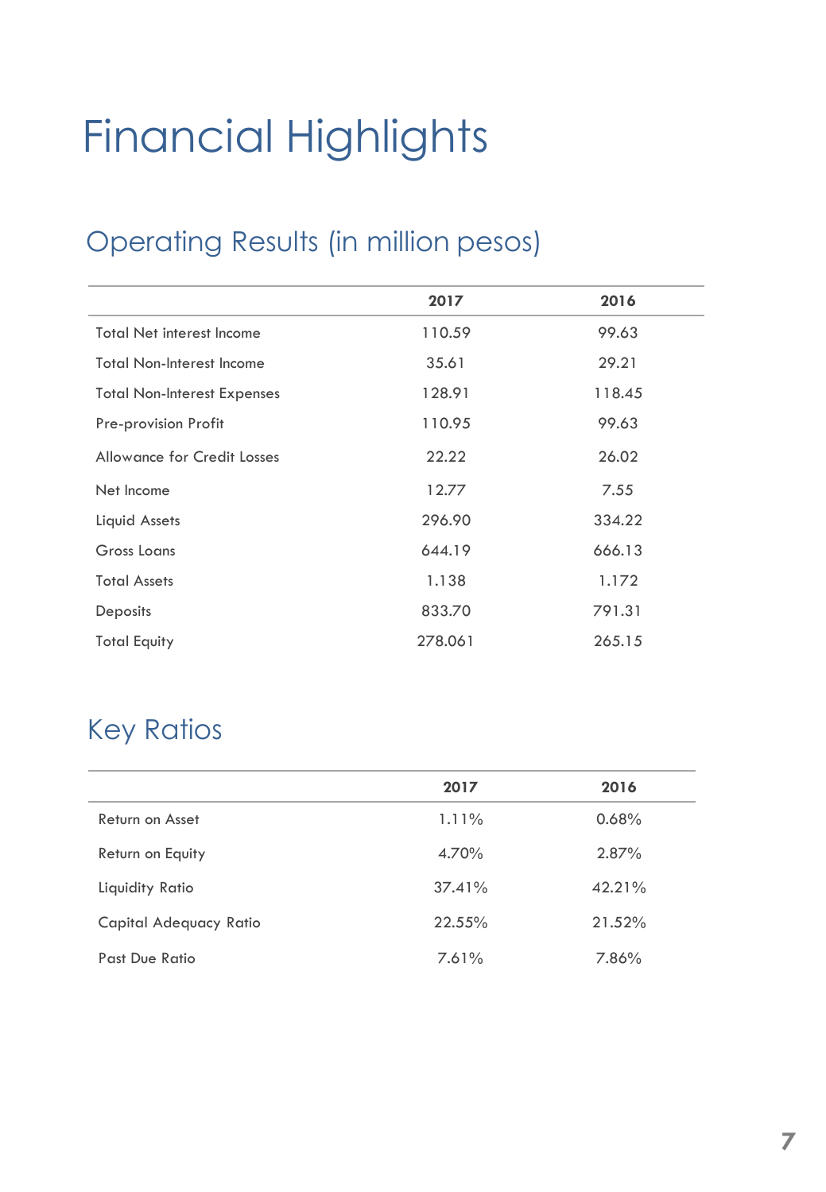# Financial Highlights

## Operating Results (in million pesos)

| | 2017 | 2016 |
|---|---|---|
| Total Net interest Income | 110.59 | 99.63 |
| Total Non-Interest Income | 35.61 | 29.21 |
| Total Non-Interest Expenses | 128.91 | 118.45 |
| Pre-provision Profit | 110.95 | 99.63 |
| Allowance for Credit Losses | 22.22 | 26.02 |
| Net Income | 12.77 | 7.55 |
| Liquid Assets | 296.90 | 334.22 |
| Gross Loans | 644.19 | 666.13 |
| Total Assets | 1.138 | 1.172 |
| Deposits | 833.70 | 791.31 |
| Total Equity | 278.061 | 265.15 |

## Key Ratios

| | 2017 | 2016 |
|---|---|---|
| Return on Asset | 1.11% | 0.68% |
| Return on Equity | 4.70% | 2.87% |
| Liquidity Ratio | 37.41% | 42.21% |
| Capital Adequacy Ratio | 22.55% | 21.52% |
| Past Due Ratio | 7.61% | 7.86% |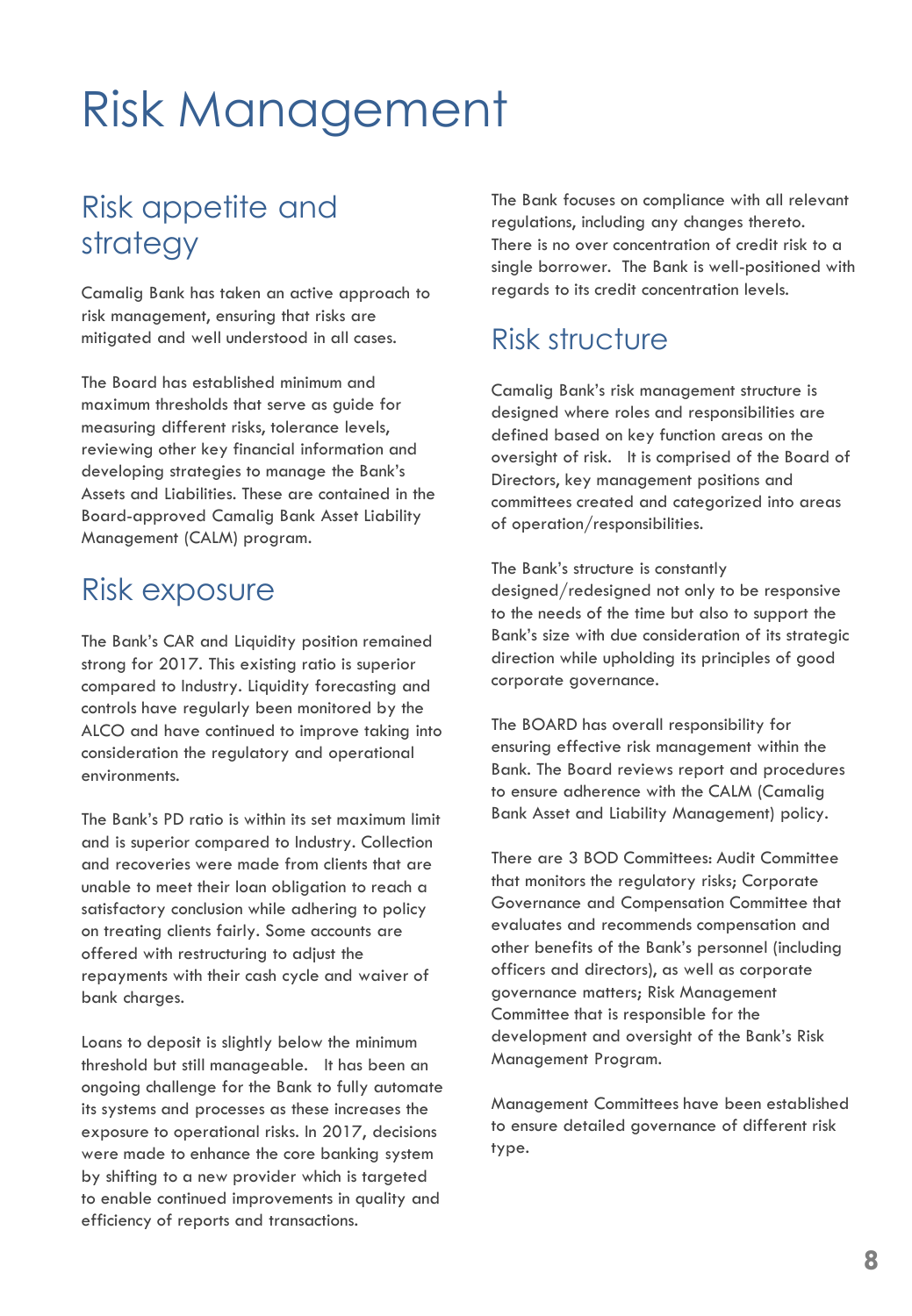# Risk Management

## Risk appetite and strategy

Camalig Bank has taken an active approach to risk management, ensuring that risks are mitigated and well understood in all cases.

The Board has established minimum and maximum thresholds that serve as guide for measuring different risks, tolerance levels, reviewing other key financial information and developing strategies to manage the Bank's Assets and Liabilities. These are contained in the Board-approved Camalig Bank Asset Liability Management (CALM) program.

## Risk exposure

The Bank's CAR and Liquidity position remained strong for 2017. This existing ratio is superior compared to Industry. Liquidity forecasting and controls have regularly been monitored by the ALCO and have continued to improve taking into consideration the regulatory and operational environments.

The Bank's PD ratio is within its set maximum limit and is superior compared to Industry. Collection and recoveries were made from clients that are unable to meet their loan obligation to reach a satisfactory conclusion while adhering to policy on treating clients fairly. Some accounts are offered with restructuring to adjust the repayments with their cash cycle and waiver of bank charges.

Loans to deposit is slightly below the minimum threshold but still manageable. It has been an ongoing challenge for the Bank to fully automate its systems and processes as these increases the exposure to operational risks. In 2017, decisions were made to enhance the core banking system by shifting to a new provider which is targeted to enable continued improvements in quality and efficiency of reports and transactions.

The Bank focuses on compliance with all relevant regulations, including any changes thereto. There is no over concentration of credit risk to a single borrower. The Bank is well-positioned with regards to its credit concentration levels.

## Risk structure

Camalig Bank's risk management structure is designed where roles and responsibilities are defined based on key function areas on the oversight of risk. It is comprised of the Board of Directors, key management positions and committees created and categorized into areas of operation/responsibilities.

The Bank's structure is constantly designed/redesigned not only to be responsive to the needs of the time but also to support the Bank's size with due consideration of its strategic direction while upholding its principles of good corporate governance.

The BOARD has overall responsibility for ensuring effective risk management within the Bank. The Board reviews report and procedures to ensure adherence with the CALM (Camalig Bank Asset and Liability Management) policy.

There are 3 BOD Committees: Audit Committee that monitors the regulatory risks; Corporate Governance and Compensation Committee that evaluates and recommends compensation and other benefits of the Bank's personnel (including officers and directors), as well as corporate governance matters; Risk Management Committee that is responsible for the development and oversight of the Bank's Risk Management Program.

Management Committees have been established to ensure detailed governance of different risk type.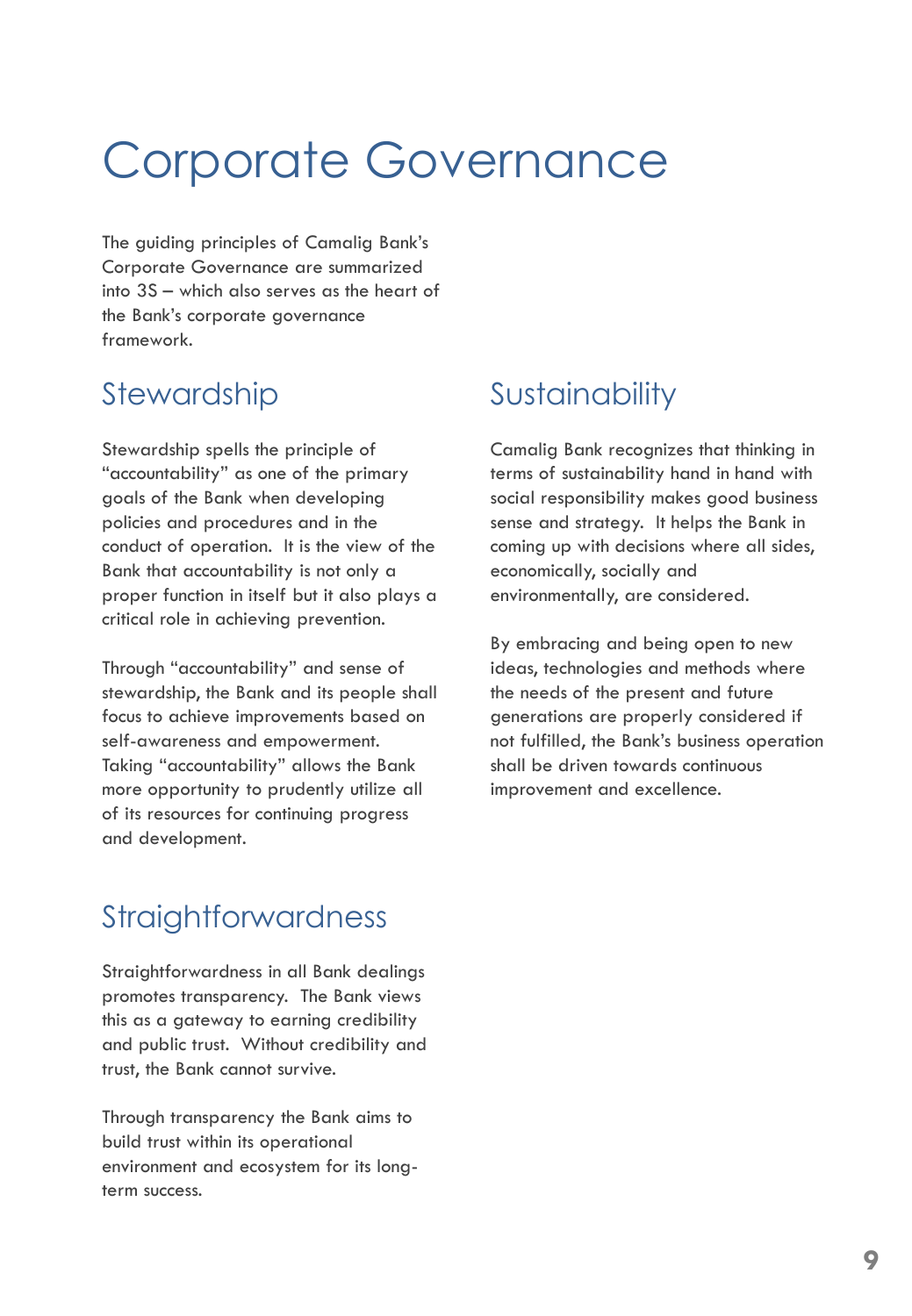# Corporate Governance

The guiding principles of Camalig Bank's Corporate Governance are summarized into 3S – which also serves as the heart of the Bank's corporate governance framework.

## Stewardship

Stewardship spells the principle of "accountability" as one of the primary goals of the Bank when developing policies and procedures and in the conduct of operation. It is the view of the Bank that accountability is not only a proper function in itself but it also plays a critical role in achieving prevention.

Through "accountability" and sense of stewardship, the Bank and its people shall focus to achieve improvements based on self-awareness and empowerment. Taking "accountability" allows the Bank more opportunity to prudently utilize all of its resources for continuing progress and development.

## Straightforwardness

Straightforwardness in all Bank dealings promotes transparency. The Bank views this as a gateway to earning credibility and public trust. Without credibility and trust, the Bank cannot survive.

Through transparency the Bank aims to build trust within its operational environment and ecosystem for its long-term success.

## Sustainability

Camalig Bank recognizes that thinking in terms of sustainability hand in hand with social responsibility makes good business sense and strategy. It helps the Bank in coming up with decisions where all sides, economically, socially and environmentally, are considered.

By embracing and being open to new ideas, technologies and methods where the needs of the present and future generations are properly considered if not fulfilled, the Bank's business operation shall be driven towards continuous improvement and excellence.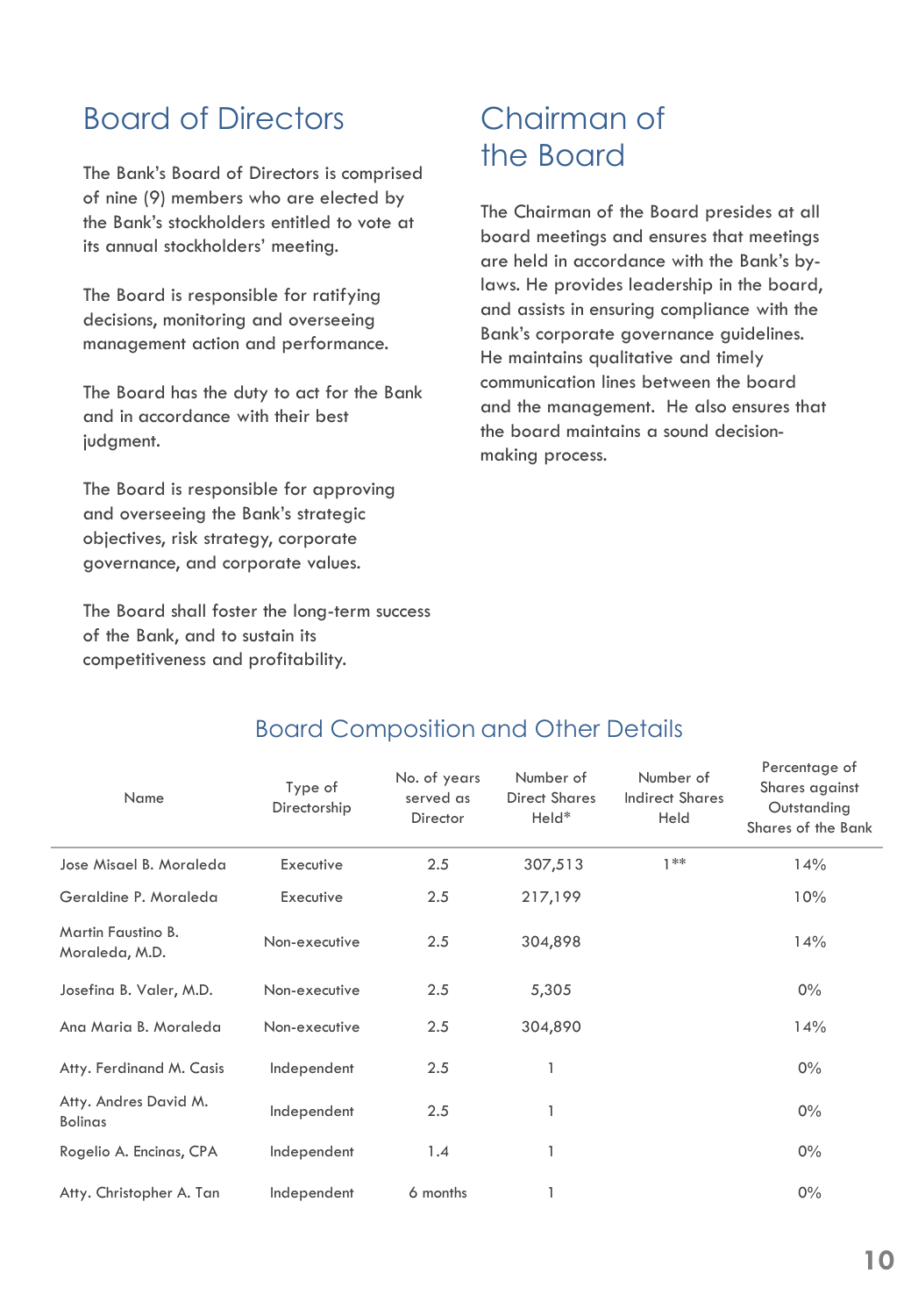# Board of Directors

The Bank's Board of Directors is comprised of nine (9) members who are elected by the Bank's stockholders entitled to vote at its annual stockholders' meeting.

The Board is responsible for ratifying decisions, monitoring and overseeing management action and performance.

The Board has the duty to act for the Bank and in accordance with their best judgment.

The Board is responsible for approving and overseeing the Bank's strategic objectives, risk strategy, corporate governance, and corporate values.

The Board shall foster the long-term success of the Bank, and to sustain its competitiveness and profitability.

# Chairman of the Board

The Chairman of the Board presides at all board meetings and ensures that meetings are held in accordance with the Bank's by-laws. He provides leadership in the board, and assists in ensuring compliance with the Bank's corporate governance guidelines. He maintains qualitative and timely communication lines between the board and the management. He also ensures that the board maintains a sound decision-making process.

## Board Composition and Other Details

| Name | Type of Directorship | No. of years served as Director | Number of Direct Shares Held* | Number of Indirect Shares Held | Percentage of Shares against Outstanding Shares of the Bank |
|---|---|---|---|---|---|
| Jose Misael B. Moraleda | Executive | 2.5 | 307,513 | 1** | 14% |
| Geraldine P. Moraleda | Executive | 2.5 | 217,199 | | 10% |
| Martin Faustino B. Moraleda, M.D. | Non-executive | 2.5 | 304,898 | | 14% |
| Josefina B. Valer, M.D. | Non-executive | 2.5 | 5,305 | | 0% |
| Ana Maria B. Moraleda | Non-executive | 2.5 | 304,890 | | 14% |
| Atty. Ferdinand M. Casis | Independent | 2.5 | 1 | | 0% |
| Atty. Andres David M. Bolinas | Independent | 2.5 | 1 | | 0% |
| Rogelio A. Encinas, CPA | Independent | 1.4 | 1 | | 0% |
| Atty. Christopher A. Tan | Independent | 6 months | 1 | | 0% |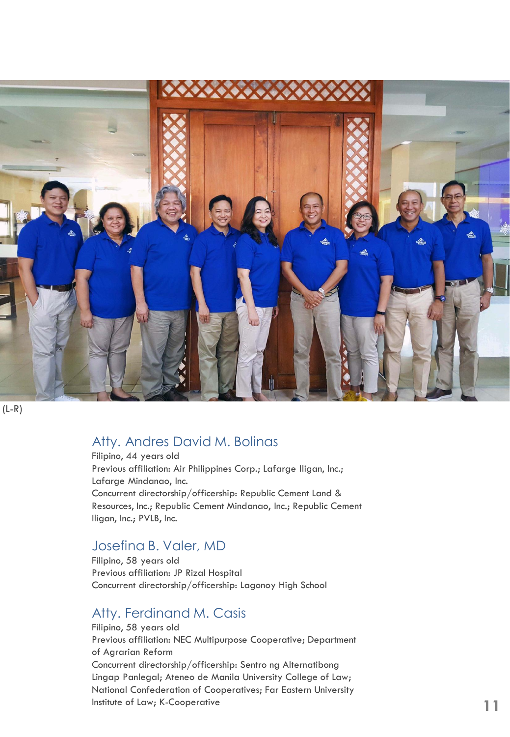(L-R)

## Atty. Andres David M. Bolinas

Filipino, 44 years old
Previous affiliation: Air Philippines Corp.; Lafarge Iligan, Inc.; Lafarge Mindanao, Inc.
Concurrent directorship/officership: Republic Cement Land & Resources, Inc.; Republic Cement Mindanao, Inc.; Republic Cement Iligan, Inc.; PVLB, Inc.

## Josefina B. Valer, MD

Filipino, 58 years old
Previous affiliation: JP Rizal Hospital
Concurrent directorship/officership: Lagonoy High School

## Atty. Ferdinand M. Casis

Filipino, 58 years old
Previous affiliation: NEC Multipurpose Cooperative; Department of Agrarian Reform
Concurrent directorship/officership: Sentro ng Alternatibong Lingap Panlegal; Ateneo de Manila University College of Law; National Confederation of Cooperatives; Far Eastern University Institute of Law; K-Cooperative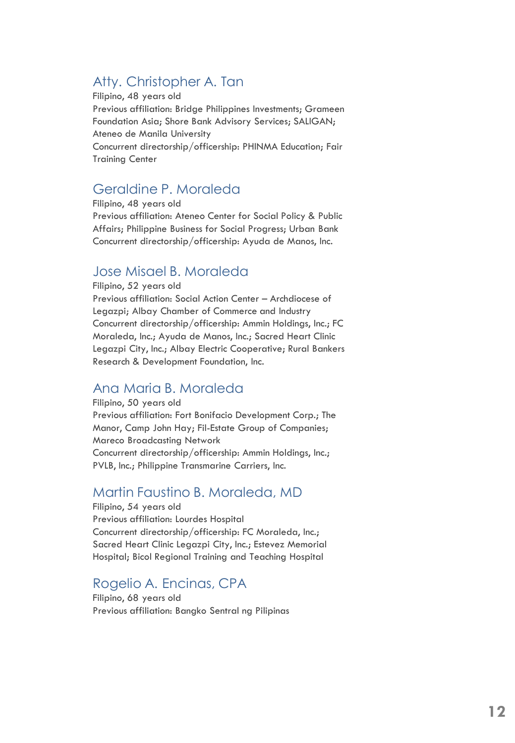## Atty. Christopher A. Tan

Filipino, 48 years old
Previous affiliation: Bridge Philippines Investments; Grameen Foundation Asia; Shore Bank Advisory Services; SALIGAN; Ateneo de Manila University
Concurrent directorship/officership: PHINMA Education; Fair Training Center

## Geraldine P. Moraleda

Filipino, 48 years old
Previous affiliation: Ateneo Center for Social Policy & Public Affairs; Philippine Business for Social Progress; Urban Bank
Concurrent directorship/officership: Ayuda de Manos, Inc.

## Jose Misael B. Moraleda

Filipino, 52 years old
Previous affiliation: Social Action Center – Archdiocese of Legazpi; Albay Chamber of Commerce and Industry
Concurrent directorship/officership: Ammin Holdings, Inc.; FC Moraleda, Inc.; Ayuda de Manos, Inc.; Sacred Heart Clinic Legazpi City, Inc.; Albay Electric Cooperative; Rural Bankers Research & Development Foundation, Inc.

## Ana Maria B. Moraleda

Filipino, 50 years old
Previous affiliation: Fort Bonifacio Development Corp.; The Manor, Camp John Hay; Fil-Estate Group of Companies; Mareco Broadcasting Network
Concurrent directorship/officership: Ammin Holdings, Inc.; PVLB, Inc.; Philippine Transmarine Carriers, Inc.

## Martin Faustino B. Moraleda, MD

Filipino, 54 years old
Previous affiliation: Lourdes Hospital
Concurrent directorship/officership: FC Moraleda, Inc.; Sacred Heart Clinic Legazpi City, Inc.; Estevez Memorial Hospital; Bicol Regional Training and Teaching Hospital

## Rogelio A. Encinas, CPA

Filipino, 68 years old
Previous affiliation: Bangko Sentral ng Pilipinas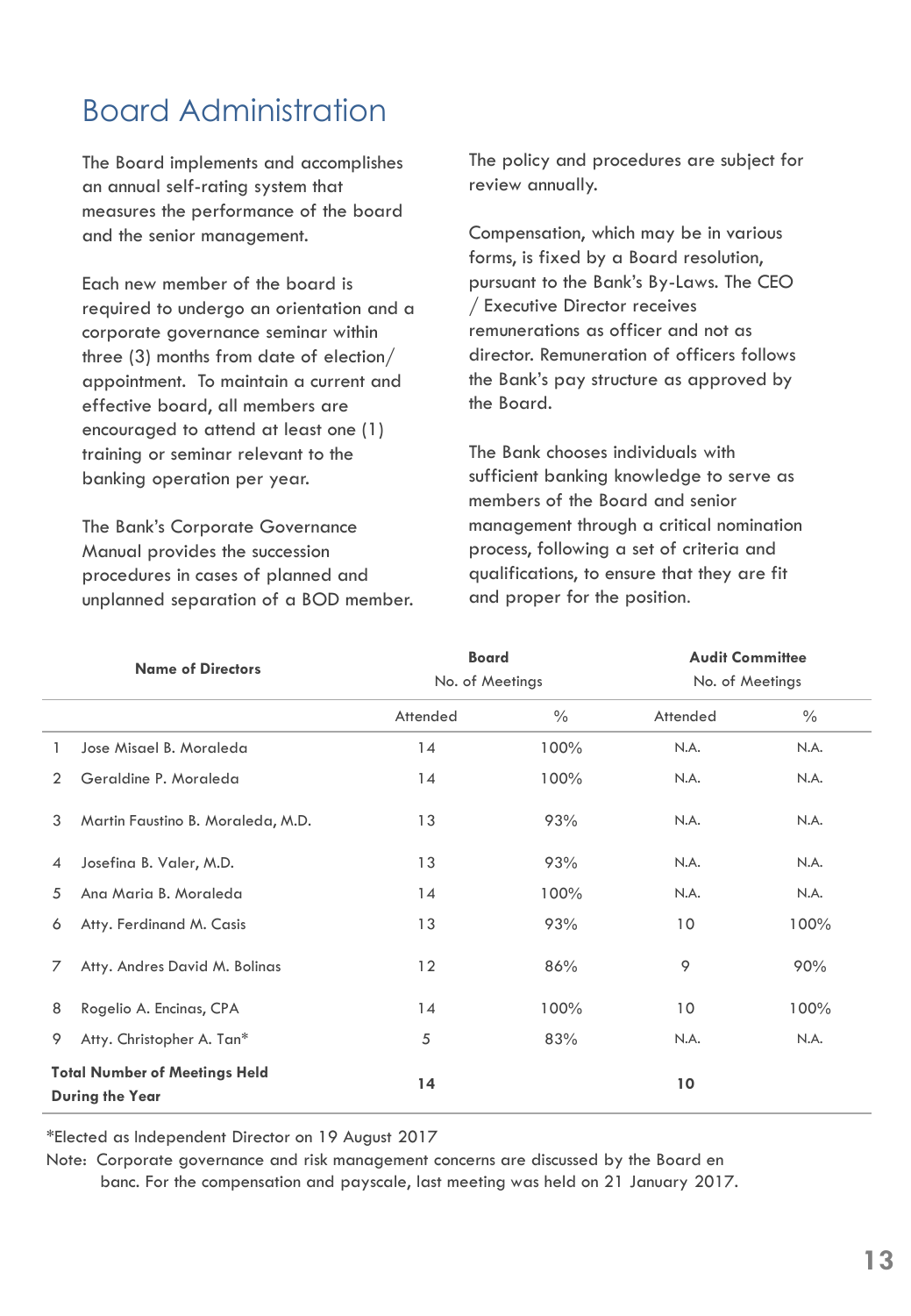# Board Administration

The Board implements and accomplishes an annual self-rating system that measures the performance of the board and the senior management.

Each new member of the board is required to undergo an orientation and a corporate governance seminar within three (3) months from date of election/ appointment.  To maintain a current and effective board, all members are encouraged to attend at least one (1) training or seminar relevant to the banking operation per year.

The Bank's Corporate Governance Manual provides the succession procedures in cases of planned and unplanned separation of a BOD member.

The policy and procedures are subject for review annually.

Compensation, which may be in various forms, is fixed by a Board resolution, pursuant to the Bank's By-Laws. The CEO / Executive Director receives remunerations as officer and not as director. Remuneration of officers follows the Bank's pay structure as approved by the Board.

The Bank chooses individuals with sufficient banking knowledge to serve as members of the Board and senior management through a critical nomination process, following a set of criteria and qualifications, to ensure that they are fit and proper for the position.

| | Name of Directors | Board No. of Meetings | | Audit Committee No. of Meetings | |
|---|---|---|---|---|---|
| | | Attended | % | Attended | % |
| 1 | Jose Misael B. Moraleda | 14 | 100% | N.A. | N.A. |
| 2 | Geraldine P. Moraleda | 14 | 100% | N.A. | N.A. |
| 3 | Martin Faustino B. Moraleda, M.D. | 13 | 93% | N.A. | N.A. |
| 4 | Josefina B. Valer, M.D. | 13 | 93% | N.A. | N.A. |
| 5 | Ana Maria B. Moraleda | 14 | 100% | N.A. | N.A. |
| 6 | Atty. Ferdinand M. Casis | 13 | 93% | 10 | 100% |
| 7 | Atty. Andres David M. Bolinas | 12 | 86% | 9 | 90% |
| 8 | Rogelio A. Encinas, CPA | 14 | 100% | 10 | 100% |
| 9 | Atty. Christopher A. Tan* | 5 | 83% | N.A. | N.A. |
| **Total Number of Meetings Held During the Year** | | **14** | | **10** | |

*Elected as Independent Director on 19 August 2017

Note: Corporate governance and risk management concerns are discussed by the Board en banc. For the compensation and payscale, last meeting was held on 21 January 2017.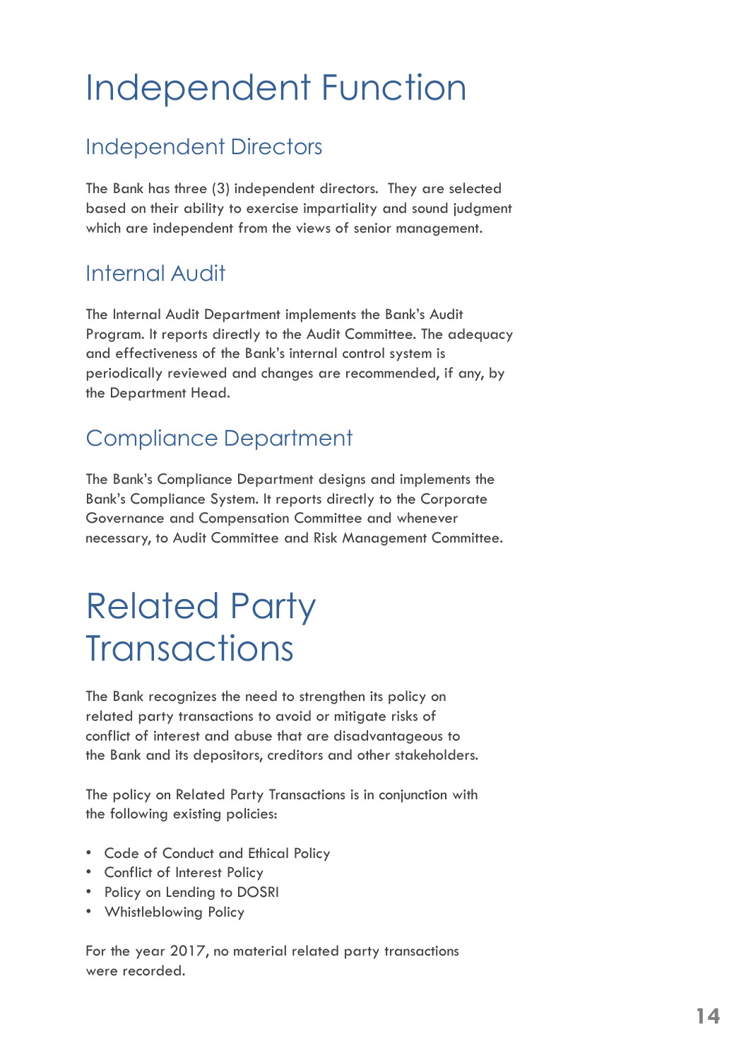# Independent Function

## Independent Directors

The Bank has three (3) independent directors. They are selected based on their ability to exercise impartiality and sound judgment which are independent from the views of senior management.

## Internal Audit

The Internal Audit Department implements the Bank's Audit Program. It reports directly to the Audit Committee. The adequacy and effectiveness of the Bank's internal control system is periodically reviewed and changes are recommended, if any, by the Department Head.

## Compliance Department

The Bank's Compliance Department designs and implements the Bank's Compliance System. It reports directly to the Corporate Governance and Compensation Committee and whenever necessary, to Audit Committee and Risk Management Committee.

# Related Party Transactions

The Bank recognizes the need to strengthen its policy on related party transactions to avoid or mitigate risks of conflict of interest and abuse that are disadvantageous to the Bank and its depositors, creditors and other stakeholders.

The policy on Related Party Transactions is in conjunction with the following existing policies:

- Code of Conduct and Ethical Policy
- Conflict of Interest Policy
- Policy on Lending to DOSRI
- Whistleblowing Policy

For the year 2017, no material related party transactions were recorded.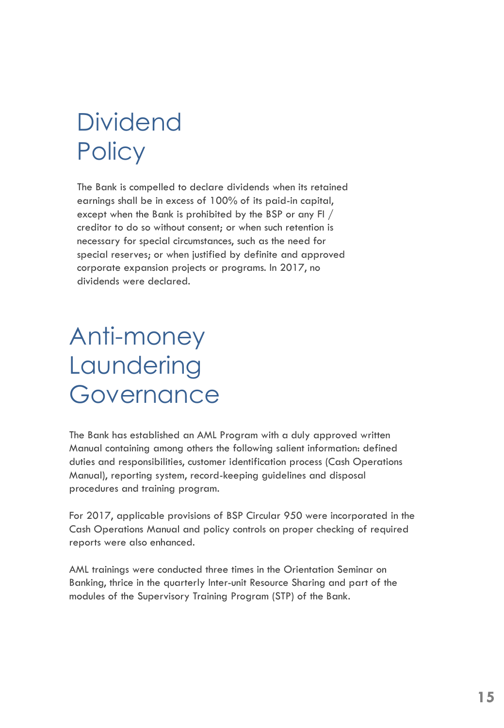# Dividend Policy

The Bank is compelled to declare dividends when its retained earnings shall be in excess of 100% of its paid-in capital, except when the Bank is prohibited by the BSP or any FI / creditor to do so without consent; or when such retention is necessary for special circumstances, such as the need for special reserves; or when justified by definite and approved corporate expansion projects or programs. In 2017, no dividends were declared.

# Anti-money Laundering Governance

The Bank has established an AML Program with a duly approved written Manual containing among others the following salient information: defined duties and responsibilities, customer identification process (Cash Operations Manual), reporting system, record-keeping guidelines and disposal procedures and training program.

For 2017, applicable provisions of BSP Circular 950 were incorporated in the Cash Operations Manual and policy controls on proper checking of required reports were also enhanced.

AML trainings were conducted three times in the Orientation Seminar on Banking, thrice in the quarterly Inter-unit Resource Sharing and part of the modules of the Supervisory Training Program (STP) of the Bank.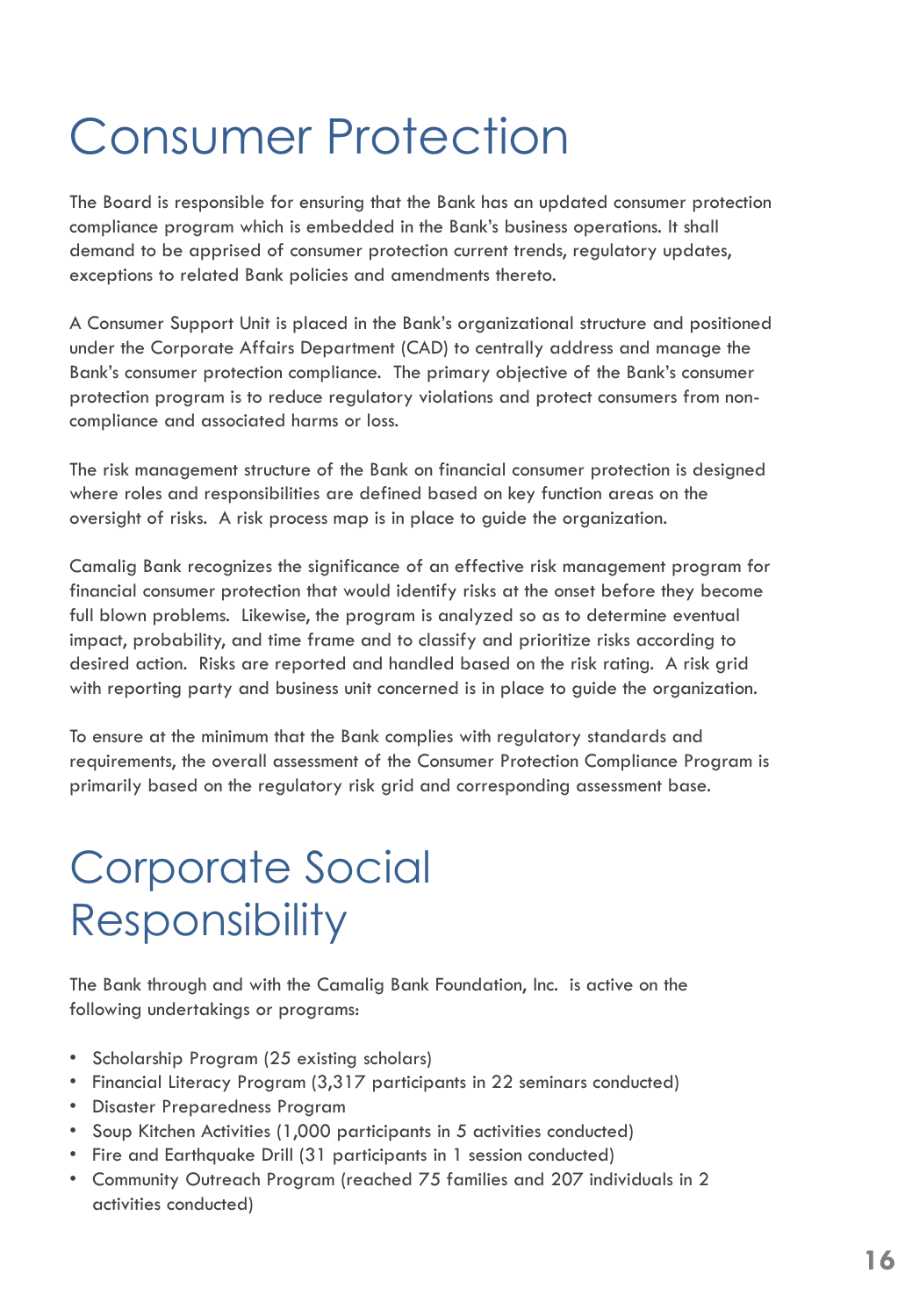# Consumer Protection

The Board is responsible for ensuring that the Bank has an updated consumer protection compliance program which is embedded in the Bank's business operations. It shall demand to be apprised of consumer protection current trends, regulatory updates, exceptions to related Bank policies and amendments thereto.

A Consumer Support Unit is placed in the Bank's organizational structure and positioned under the Corporate Affairs Department (CAD) to centrally address and manage the Bank's consumer protection compliance. The primary objective of the Bank's consumer protection program is to reduce regulatory violations and protect consumers from non-compliance and associated harms or loss.

The risk management structure of the Bank on financial consumer protection is designed where roles and responsibilities are defined based on key function areas on the oversight of risks. A risk process map is in place to guide the organization.

Camalig Bank recognizes the significance of an effective risk management program for financial consumer protection that would identify risks at the onset before they become full blown problems. Likewise, the program is analyzed so as to determine eventual impact, probability, and time frame and to classify and prioritize risks according to desired action. Risks are reported and handled based on the risk rating. A risk grid with reporting party and business unit concerned is in place to guide the organization.

To ensure at the minimum that the Bank complies with regulatory standards and requirements, the overall assessment of the Consumer Protection Compliance Program is primarily based on the regulatory risk grid and corresponding assessment base.

# Corporate Social Responsibility

The Bank through and with the Camalig Bank Foundation, Inc. is active on the following undertakings or programs:

- Scholarship Program (25 existing scholars)
- Financial Literacy Program (3,317 participants in 22 seminars conducted)
- Disaster Preparedness Program
- Soup Kitchen Activities (1,000 participants in 5 activities conducted)
- Fire and Earthquake Drill (31 participants in 1 session conducted)
- Community Outreach Program (reached 75 families and 207 individuals in 2 activities conducted)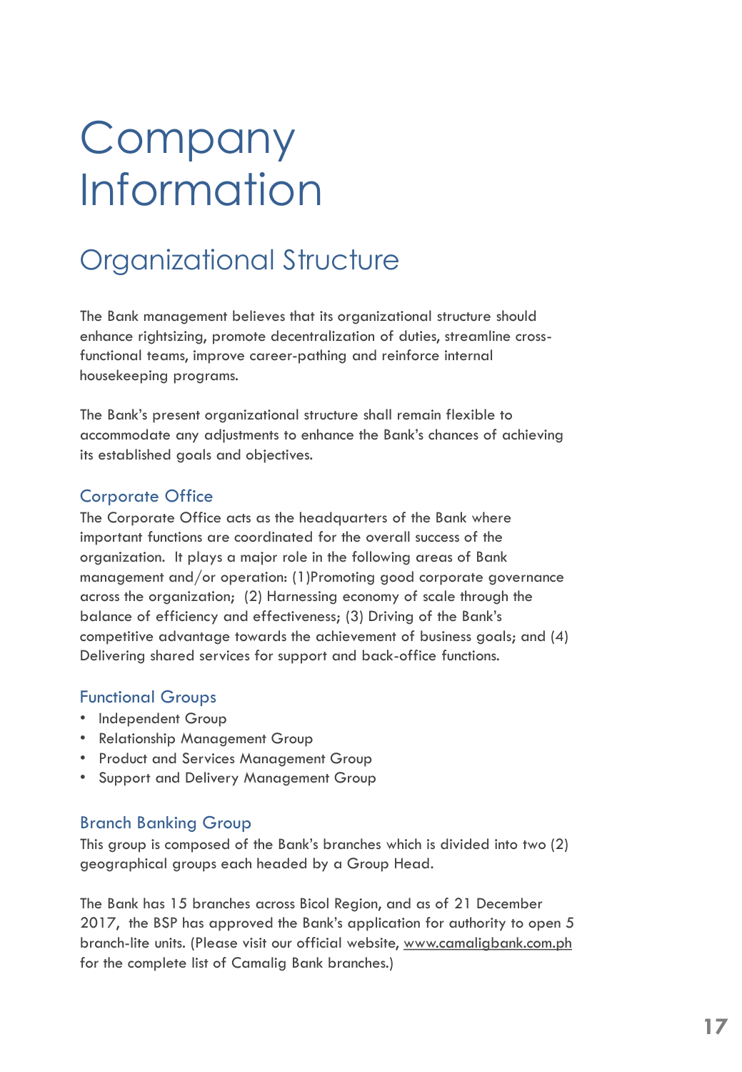# Company Information

## Organizational Structure

The Bank management believes that its organizational structure should enhance rightsizing, promote decentralization of duties, streamline cross-functional teams, improve career-pathing and reinforce internal housekeeping programs.

The Bank's present organizational structure shall remain flexible to accommodate any adjustments to enhance the Bank's chances of achieving its established goals and objectives.

### Corporate Office

The Corporate Office acts as the headquarters of the Bank where important functions are coordinated for the overall success of the organization. It plays a major role in the following areas of Bank management and/or operation: (1)Promoting good corporate governance across the organization; (2) Harnessing economy of scale through the balance of efficiency and effectiveness; (3) Driving of the Bank's competitive advantage towards the achievement of business goals; and (4) Delivering shared services for support and back-office functions.

### Functional Groups

- Independent Group
- Relationship Management Group
- Product and Services Management Group
- Support and Delivery Management Group

### Branch Banking Group

This group is composed of the Bank's branches which is divided into two (2) geographical groups each headed by a Group Head.

The Bank has 15 branches across Bicol Region, and as of 21 December 2017, the BSP has approved the Bank's application for authority to open 5 branch-lite units. (Please visit our official website, www.camaligbank.com.ph for the complete list of Camalig Bank branches.)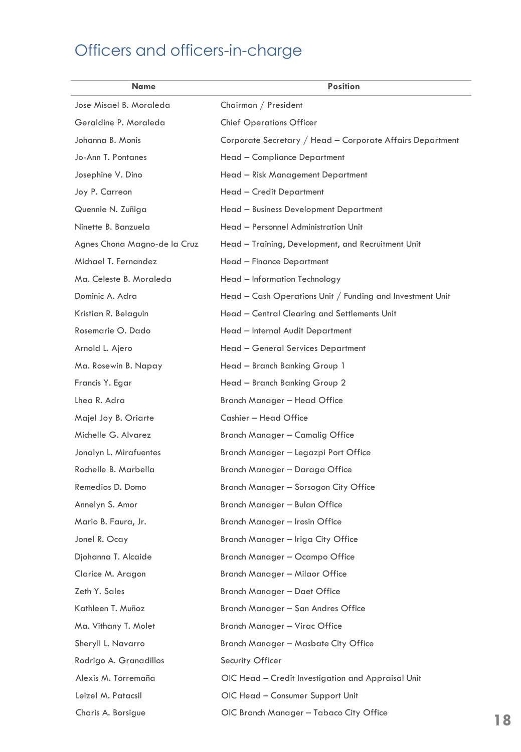# Officers and officers-in-charge

| Name | Position |
|---|---|
| Jose Misael B. Moraleda | Chairman / President |
| Geraldine P. Moraleda | Chief Operations Officer |
| Johanna B. Monis | Corporate Secretary / Head – Corporate Affairs Department |
| Jo-Ann T. Pontanes | Head – Compliance Department |
| Josephine V. Dino | Head – Risk Management Department |
| Joy P. Carreon | Head – Credit Department |
| Quennie N. Zuñiga | Head – Business Development Department |
| Ninette B. Banzuela | Head – Personnel Administration Unit |
| Agnes Chona Magno-de la Cruz | Head – Training, Development, and Recruitment Unit |
| Michael T. Fernandez | Head – Finance Department |
| Ma. Celeste B. Moraleda | Head – Information Technology |
| Dominic A. Adra | Head – Cash Operations Unit / Funding and Investment Unit |
| Kristian R. Belaguin | Head – Central Clearing and Settlements Unit |
| Rosemarie O. Dado | Head – Internal Audit Department |
| Arnold L. Ajero | Head – General Services Department |
| Ma. Rosewin B. Napay | Head – Branch Banking Group 1 |
| Francis Y. Egar | Head – Branch Banking Group 2 |
| Lhea R. Adra | Branch Manager – Head Office |
| Majel Joy B. Oriarte | Cashier – Head Office |
| Michelle G. Alvarez | Branch Manager – Camalig Office |
| Jonalyn L. Mirafuentes | Branch Manager – Legazpi Port Office |
| Rochelle B. Marbella | Branch Manager – Daraga Office |
| Remedios D. Domo | Branch Manager – Sorsogon City Office |
| Annelyn S. Amor | Branch Manager – Bulan Office |
| Mario B. Faura, Jr. | Branch Manager – Irosin Office |
| Jonel R. Ocay | Branch Manager – Iriga City Office |
| Djohanna T. Alcaide | Branch Manager – Ocampo Office |
| Clarice M. Aragon | Branch Manager – Milaor Office |
| Zeth Y. Sales | Branch Manager – Daet Office |
| Kathleen T. Muñoz | Branch Manager – San Andres Office |
| Ma. Vithany T. Molet | Branch Manager – Virac Office |
| Sheryll L. Navarro | Branch Manager – Masbate City Office |
| Rodrigo A. Granadillos | Security Officer |
| Alexis M. Torremaña | OIC Head – Credit Investigation and Appraisal Unit |
| Leizel M. Patacsil | OIC Head – Consumer Support Unit |
| Charis A. Borsigue | OIC Branch Manager – Tabaco City Office |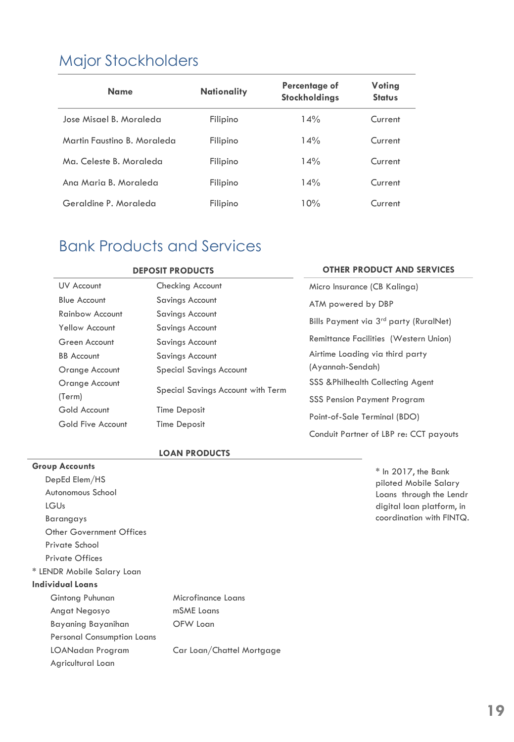## Major Stockholders

| Name | Nationality | Percentage of Stockholdings | Voting Status |
|---|---|---|---|
| Jose Misael B. Moraleda | Filipino | 14% | Current |
| Martin Faustino B. Moraleda | Filipino | 14% | Current |
| Ma. Celeste B. Moraleda | Filipino | 14% | Current |
| Ana Maria B. Moraleda | Filipino | 14% | Current |
| Geraldine P. Moraleda | Filipino | 10% | Current |

## Bank Products and Services

**DEPOSIT PRODUCTS**

| | |
|---|---|
| UV Account | Checking Account |
| Blue Account | Savings Account |
| Rainbow Account | Savings Account |
| Yellow Account | Savings Account |
| Green Account | Savings Account |
| BB Account | Savings Account |
| Orange Account | Special Savings Account |
| Orange Account (Term) | Special Savings Account with Term |
| Gold Account | Time Deposit |
| Gold Five Account | Time Deposit |

**OTHER PRODUCT AND SERVICES**

- Micro Insurance (CB Kalinga)
- ATM powered by DBP
- Bills Payment via 3rd party (RuralNet)
- Remittance Facilities (Western Union)
- Airtime Loading via third party (Ayannah-Sendah)
- SSS &Philhealth Collecting Agent
- SSS Pension Payment Program
- Point-of-Sale Terminal (BDO)
- Conduit Partner of LBP re: CCT payouts

**LOAN PRODUCTS**

**Group Accounts**

- DepEd Elem/HS
- Autonomous School
- LGUs
- Barangays
- Other Government Offices
- Private School
- Private Offices

* LENDR Mobile Salary Loan

**Individual Loans**

| | |
|---|---|
| Gintong Puhunan | Microfinance Loans |
| Angat Negosyo | mSME Loans |
| Bayaning Bayanihan | OFW Loan |
| Personal Consumption Loans | |
| LOANadan Program | Car Loan/Chattel Mortgage |
| Agricultural Loan | |

* In 2017, the Bank piloted Mobile Salary Loans through the Lendr digital loan platform, in coordination with FINTQ.